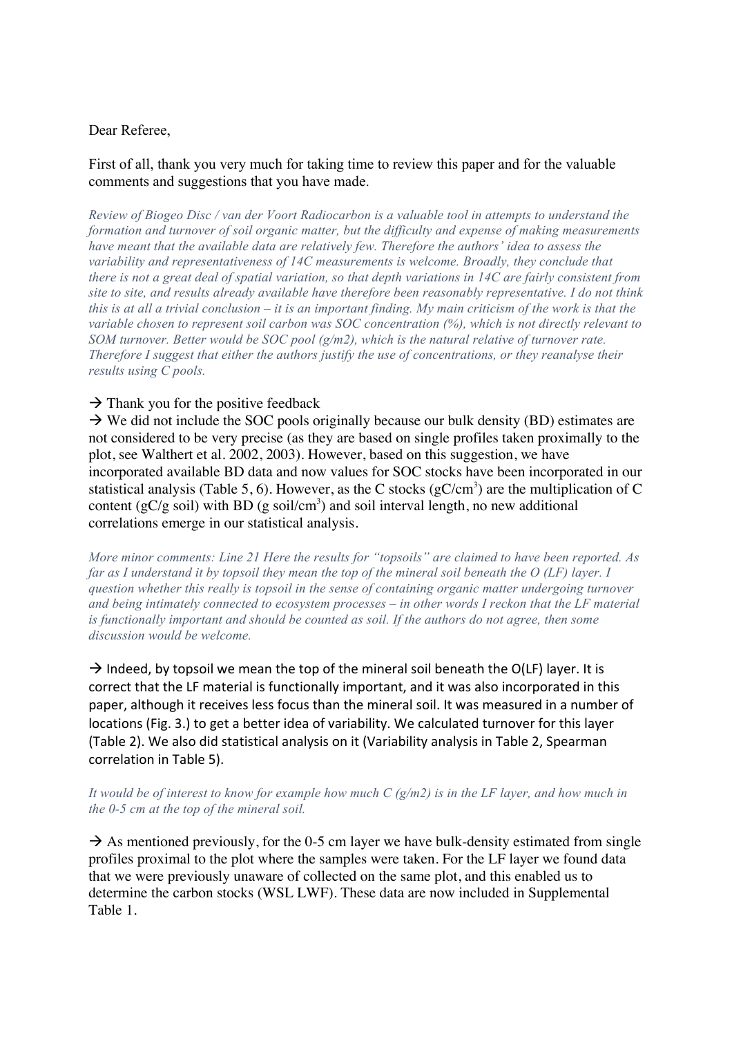Dear Referee,

First of all, thank you very much for taking time to review this paper and for the valuable comments and suggestions that you have made.

*Review of Biogeo Disc / van der Voort Radiocarbon is a valuable tool in attempts to understand the formation and turnover of soil organic matter, but the difficulty and expense of making measurements have meant that the available data are relatively few. Therefore the authors' idea to assess the variability and representativeness of 14C measurements is welcome. Broadly, they conclude that there is not a great deal of spatial variation, so that depth variations in 14C are fairly consistent from site to site, and results already available have therefore been reasonably representative. I do not think this is at all a trivial conclusion – it is an important finding. My main criticism of the work is that the variable chosen to represent soil carbon was SOC concentration (%), which is not directly relevant to SOM turnover. Better would be SOC pool (g/m2), which is the natural relative of turnover rate. Therefore I suggest that either the authors justify the use of concentrations, or they reanalyse their results using C pools.*

→ Thank you for the positive feedback

→ We did not include the SOC pools originally because our bulk density (BD) estimates are not considered to be very precise (as they are based on single profiles taken proximally to the plot, see Walthert et al. 2002, 2003). However, based on this suggestion, we have incorporated available BD data and now values for SOC stocks have been incorporated in our statistical analysis (Table 5, 6). However, as the C stocks ($gC/cm^3$) are the multiplication of C content (gC/g soil) with BD (g soil/$cm^3$) and soil interval length, no new additional correlations emerge in our statistical analysis.

*More minor comments: Line 21 Here the results for "topsoils" are claimed to have been reported. As far as I understand it by topsoil they mean the top of the mineral soil beneath the O (LF) layer. I question whether this really is topsoil in the sense of containing organic matter undergoing turnover and being intimately connected to ecosystem processes – in other words I reckon that the LF material is functionally important and should be counted as soil. If the authors do not agree, then some discussion would be welcome.*

→ Indeed, by topsoil we mean the top of the mineral soil beneath the O(LF) layer. It is correct that the LF material is functionally important, and it was also incorporated in this paper, although it receives less focus than the mineral soil. It was measured in a number of locations (Fig. 3.) to get a better idea of variability. We calculated turnover for this layer (Table 2). We also did statistical analysis on it (Variability analysis in Table 2, Spearman correlation in Table 5).

*It would be of interest to know for example how much C (g/m2) is in the LF layer, and how much in the 0-5 cm at the top of the mineral soil.*

→ As mentioned previously, for the 0-5 cm layer we have bulk-density estimated from single profiles proximal to the plot where the samples were taken. For the LF layer we found data that we were previously unaware of collected on the same plot, and this enabled us to determine the carbon stocks (WSL LWF). These data are now included in Supplemental Table 1.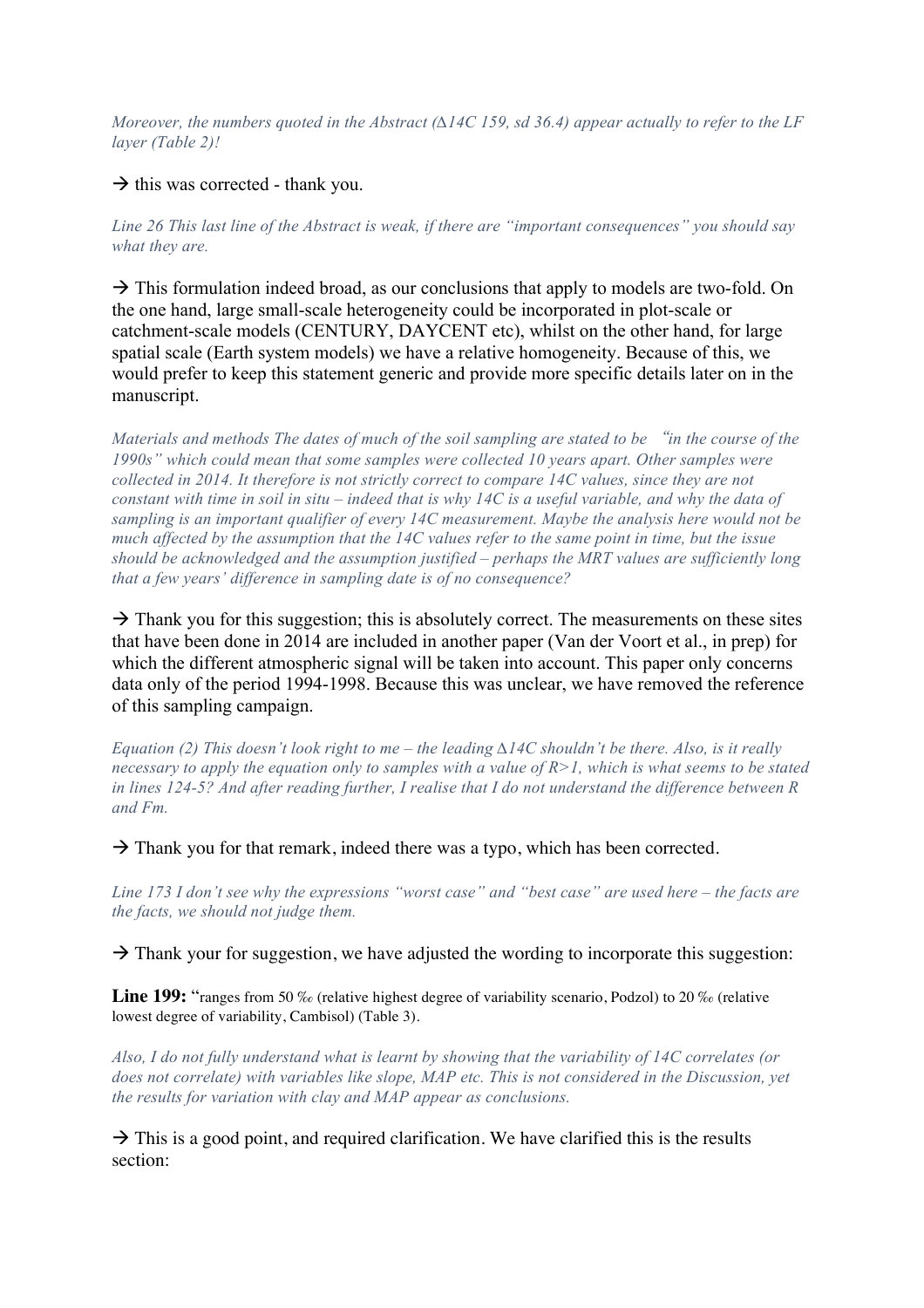*Moreover, the numbers quoted in the Abstract (Δ14C 159, sd 36.4) appear actually to refer to the LF layer (Table 2)!*

→ this was corrected - thank you.

*Line 26 This last line of the Abstract is weak, if there are "important consequences" you should say what they are.*

→ This formulation indeed broad, as our conclusions that apply to models are two-fold. On the one hand, large small-scale heterogeneity could be incorporated in plot-scale or catchment-scale models (CENTURY, DAYCENT etc), whilst on the other hand, for large spatial scale (Earth system models) we have a relative homogeneity. Because of this, we would prefer to keep this statement generic and provide more specific details later on in the manuscript.

*Materials and methods The dates of much of the soil sampling are stated to be "in the course of the 1990s" which could mean that some samples were collected 10 years apart. Other samples were collected in 2014. It therefore is not strictly correct to compare 14C values, since they are not constant with time in soil in situ – indeed that is why 14C is a useful variable, and why the data of sampling is an important qualifier of every 14C measurement. Maybe the analysis here would not be much affected by the assumption that the 14C values refer to the same point in time, but the issue should be acknowledged and the assumption justified – perhaps the MRT values are sufficiently long that a few years' difference in sampling date is of no consequence?*

→ Thank you for this suggestion; this is absolutely correct. The measurements on these sites that have been done in 2014 are included in another paper (Van der Voort et al., in prep) for which the different atmospheric signal will be taken into account. This paper only concerns data only of the period 1994-1998. Because this was unclear, we have removed the reference of this sampling campaign.

*Equation (2) This doesn't look right to me – the leading Δ14C shouldn't be there. Also, is it really necessary to apply the equation only to samples with a value of R>1, which is what seems to be stated in lines 124-5? And after reading further, I realise that I do not understand the difference between R and Fm.*

→ Thank you for that remark, indeed there was a typo, which has been corrected.

*Line 173 I don't see why the expressions "worst case" and "best case" are used here – the facts are the facts, we should not judge them.*

→ Thank your for suggestion, we have adjusted the wording to incorporate this suggestion:

**Line 199:** "ranges from 50 ‰ (relative highest degree of variability scenario, Podzol) to 20 ‰ (relative lowest degree of variability, Cambisol) (Table 3).

*Also, I do not fully understand what is learnt by showing that the variability of 14C correlates (or does not correlate) with variables like slope, MAP etc. This is not considered in the Discussion, yet the results for variation with clay and MAP appear as conclusions.*

→ This is a good point, and required clarification. We have clarified this is the results section: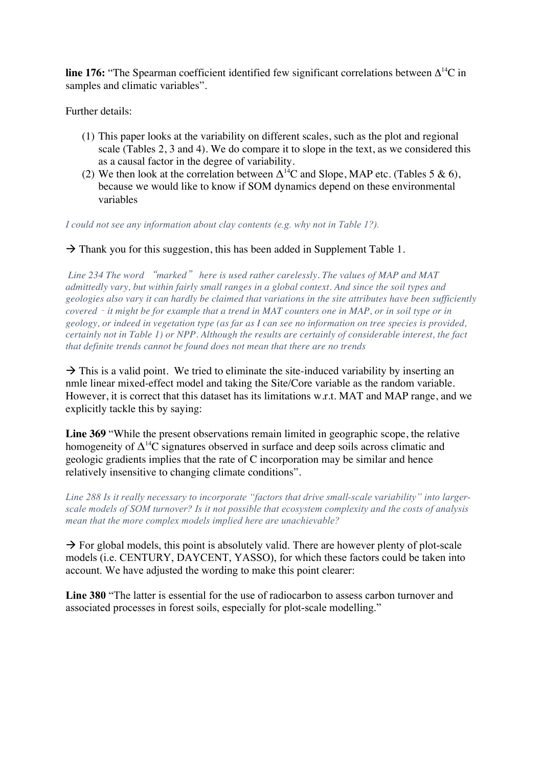**line 176:** "The Spearman coefficient identified few significant correlations between $\Delta^{14}C$ in samples and climatic variables".

Further details:

1. This paper looks at the variability on different scales, such as the plot and regional scale (Tables 2, 3 and 4). We do compare it to slope in the text, as we considered this as a causal factor in the degree of variability.
2. We then look at the correlation between $\Delta^{14}C$ and Slope, MAP etc. (Tables 5 & 6), because we would like to know if SOM dynamics depend on these environmental variables

*I could not see any information about clay contents (e.g. why not in Table 1?).*

→ Thank you for this suggestion, this has been added in Supplement Table 1.

*Line 234 The word "marked" here is used rather carelessly. The values of MAP and MAT admittedly vary, but within fairly small ranges in a global context. And since the soil types and geologies also vary it can hardly be claimed that variations in the site attributes have been sufficiently covered – it might be for example that a trend in MAT counters one in MAP, or in soil type or in geology, or indeed in vegetation type (as far as I can see no information on tree species is provided, certainly not in Table 1) or NPP. Although the results are certainly of considerable interest, the fact that definite trends cannot be found does not mean that there are no trends*

→ This is a valid point. We tried to eliminate the site-induced variability by inserting an nmle linear mixed-effect model and taking the Site/Core variable as the random variable. However, it is correct that this dataset has its limitations w.r.t. MAT and MAP range, and we explicitly tackle this by saying:

**Line 369** "While the present observations remain limited in geographic scope, the relative homogeneity of $\Delta^{14}C$ signatures observed in surface and deep soils across climatic and geologic gradients implies that the rate of C incorporation may be similar and hence relatively insensitive to changing climate conditions".

*Line 288 Is it really necessary to incorporate "factors that drive small-scale variability" into larger-scale models of SOM turnover? Is it not possible that ecosystem complexity and the costs of analysis mean that the more complex models implied here are unachievable?*

→ For global models, this point is absolutely valid. There are however plenty of plot-scale models (i.e. CENTURY, DAYCENT, YASSO), for which these factors could be taken into account. We have adjusted the wording to make this point clearer:

**Line 380** "The latter is essential for the use of radiocarbon to assess carbon turnover and associated processes in forest soils, especially for plot-scale modelling."